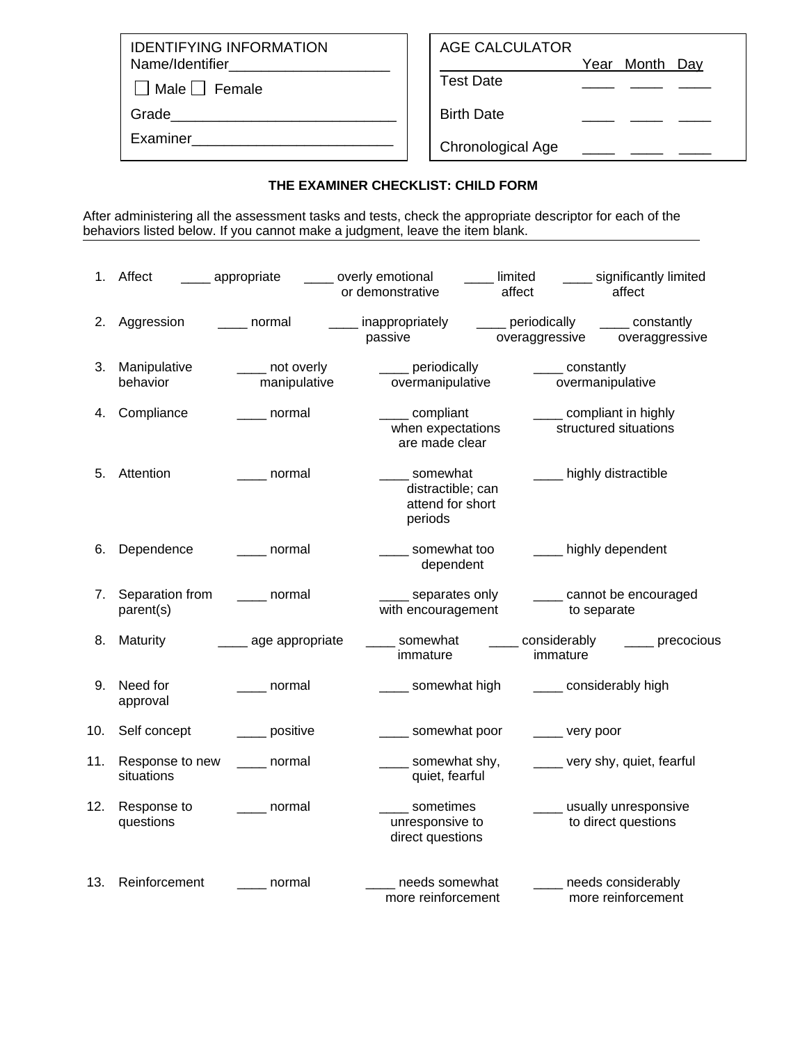| IDENTIFYING INFORMATION |
|---|
| Name/Identifier____________________ |
| ☐ Male ☐ Female |
| Grade____________________________ |
| Examiner_________________________ |

| AGE CALCULATOR | Year | Month | Day |
|---|---|---|---|
| Test Date | ____ | ____ | ____ |
| Birth Date | ____ | ____ | ____ |
| Chronological Age | ____ | ____ | ____ |

**THE EXAMINER CHECKLIST: CHILD FORM**

After administering all the assessment tasks and tests, check the appropriate descriptor for each of the behaviors listed below. If you cannot make a judgment, leave the item blank.

1. Affect ____ appropriate ____ overly emotional or demonstrative ____ limited affect ____ significantly limited affect

2. Aggression ____ normal ____ inappropriately passive ____ periodically overaggressive ____ constantly overaggressive

3. Manipulative behavior ____ not overly manipulative ____ periodically overmanipulative ____ constantly overmanipulative

4. Compliance ____ normal ____ compliant when expectations are made clear ____ compliant in highly structured situations

5. Attention ____ normal ____ somewhat distractible; can attend for short periods ____ highly distractible

6. Dependence ____ normal ____ somewhat too dependent ____ highly dependent

7. Separation from parent(s) ____ normal ____ separates only with encouragement ____ cannot be encouraged to separate

8. Maturity ____ age appropriate ____ somewhat immature ____ considerably immature ____ precocious

9. Need for approval ____ normal ____ somewhat high ____ considerably high

10. Self concept ____ positive ____ somewhat poor ____ very poor

11. Response to new situations ____ normal ____ somewhat shy, quiet, fearful ____ very shy, quiet, fearful

12. Response to questions ____ normal ____ sometimes unresponsive to direct questions ____ usually unresponsive to direct questions

13. Reinforcement ____ normal ____ needs somewhat more reinforcement ____ needs considerably more reinforcement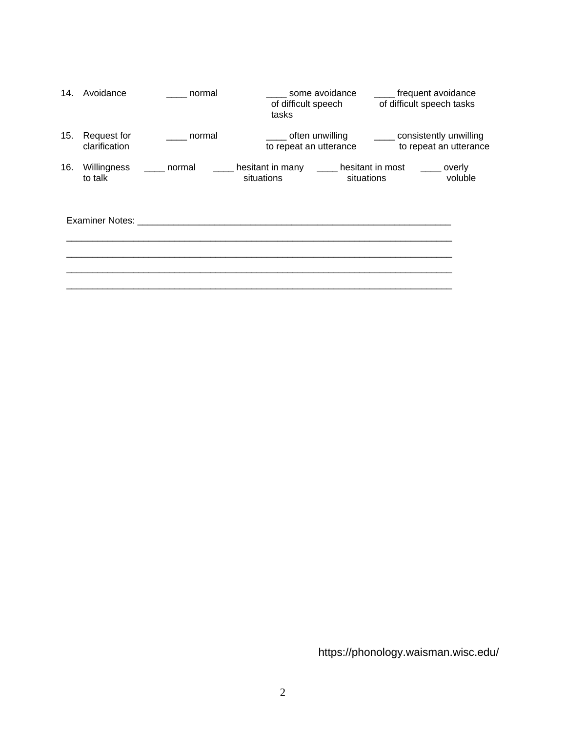| | | | | | |
|---|---|---|---|---|---|
| 14. | Avoidance | ____ normal | ____ some avoidance of difficult speech tasks | ____ frequent avoidance of difficult speech tasks | |
| 15. | Request for clarification | ____ normal | ____ often unwilling to repeat an utterance | ____ consistently unwilling to repeat an utterance | |
| 16. | Willingness to talk | ____ normal | ____ hesitant in many situations | ____ hesitant in most situations | ____ overly voluble |

Examiner Notes: ________________________________________________________________

_____________________________________________________________________________

_____________________________________________________________________________

_____________________________________________________________________________

_____________________________________________________________________________

https://phonology.waisman.wisc.edu/